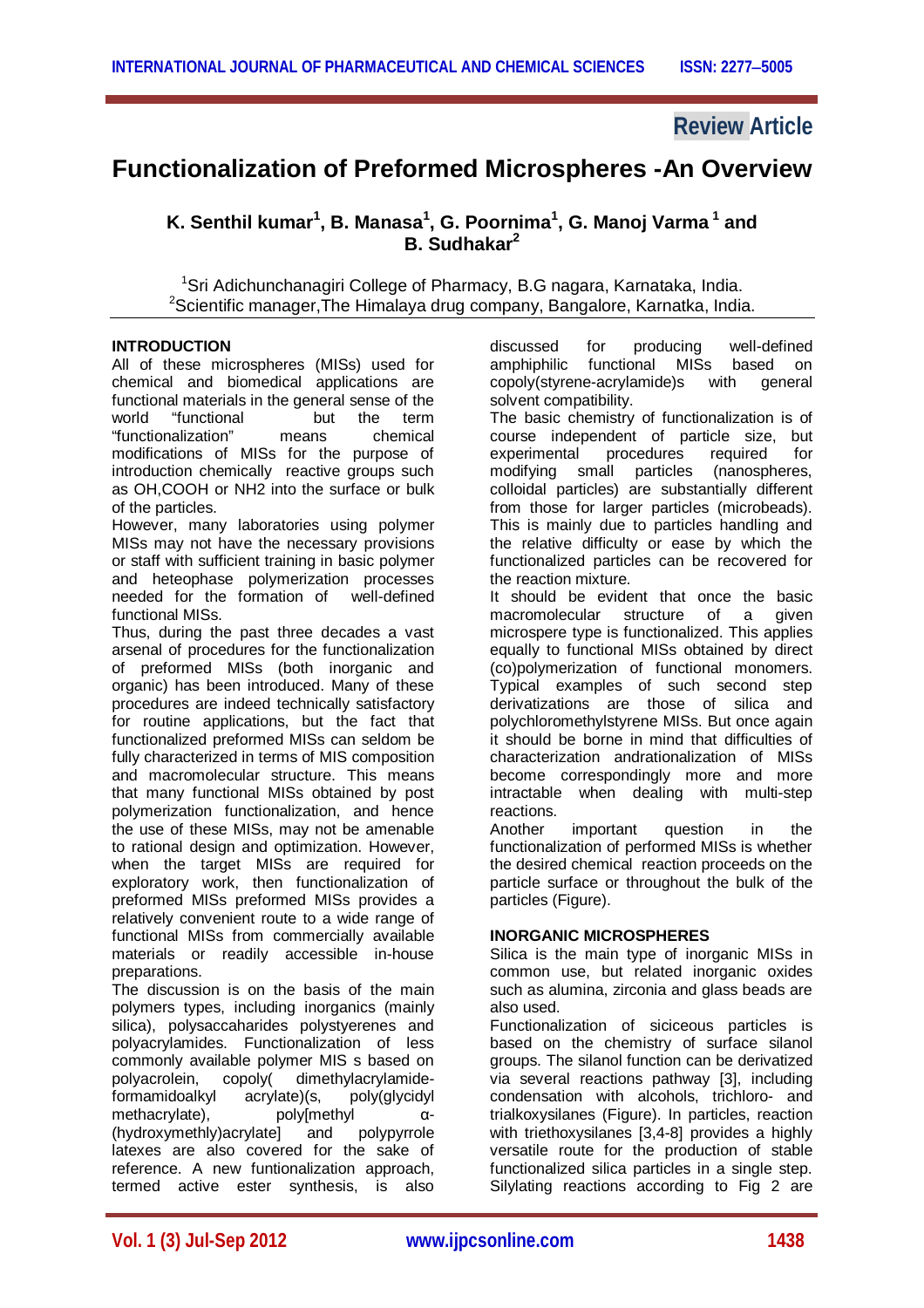Review Article

# Functionalization of Preformed Microspheres -An Overview

**K. Senthil kumar[1], B. Manasa[1], G. Poornima[1], G. Manoj Varma [1] and B. Sudhakar[2]**

[1]Sri Adichunchanagiri College of Pharmacy, B.G nagara, Karnataka, India.
[2]Scientific manager,The Himalaya drug company, Bangalore, Karnatka, India.

## INTRODUCTION

All of these microspheres (MISs) used for chemical and biomedical applications are functional materials in the general sense of the world "functional but the term "functionalization" means chemical modifications of MISs for the purpose of introduction chemically reactive groups such as OH,COOH or NH2 into the surface or bulk of the particles.

However, many laboratories using polymer MISs may not have the necessary provisions or staff with sufficient training in basic polymer and heteophase polymerization processes needed for the formation of well-defined functional MISs.

Thus, during the past three decades a vast arsenal of procedures for the functionalization of preformed MISs (both inorganic and organic) has been introduced. Many of these procedures are indeed technically satisfactory for routine applications, but the fact that functionalized preformed MISs can seldom be fully characterized in terms of MIS composition and macromolecular structure. This means that many functional MISs obtained by post polymerization functionalization, and hence the use of these MISs, may not be amenable to rational design and optimization. However, when the target MISs are required for exploratory work, then functionalization of preformed MISs preformed MISs provides a relatively convenient route to a wide range of functional MISs from commercially available materials or readily accessible in-house preparations.

The discussion is on the basis of the main polymers types, including inorganics (mainly silica), polysaccaharides polystyerenes and polyacrylamides. Functionalization of less commonly available polymer MIS s based on polyacrolein, copoly( dimethylacrylamide-formamidoalkyl acrylate)(s, poly(glycidyl methacrylate), poly[methyl α-(hydroxymethly)acrylate] and polypyrrole latexes are also covered for the sake of reference. A new funtionalization approach, termed active ester synthesis, is also discussed for producing well-defined amphiphilic functional MISs based on copoly(styrene-acrylamide)s with general solvent compatibility.

The basic chemistry of functionalization is of course independent of particle size, but experimental procedures required for modifying small particles (nanospheres, colloidal particles) are substantially different from those for larger particles (microbeads). This is mainly due to particles handling and the relative difficulty or ease by which the functionalized particles can be recovered for the reaction mixture.

It should be evident that once the basic macromolecular structure of a given microspere type is functionalized. This applies equally to functional MISs obtained by direct (co)polymerization of functional monomers. Typical examples of such second step derivatizations are those of silica and polychloromethylstyrene MISs. But once again it should be borne in mind that difficulties of characterization andrationalization of MISs become correspondingly more and more intractable when dealing with multi-step reactions.

Another important question in the functionalization of performed MISs is whether the desired chemical reaction proceeds on the particle surface or throughout the bulk of the particles (Figure).

## INORGANIC MICROSPHERES

Silica is the main type of inorganic MISs in common use, but related inorganic oxides such as alumina, zirconia and glass beads are also used.

Functionalization of siciceous particles is based on the chemistry of surface silanol groups. The silanol function can be derivatized via several reactions pathway [3], including condensation with alcohols, trichloro- and trialkoxysilanes (Figure). In particles, reaction with triethoxysilanes [3,4-8] provides a highly versatile route for the production of stable functionalized silica particles in a single step. Silylating reactions according to Fig 2 are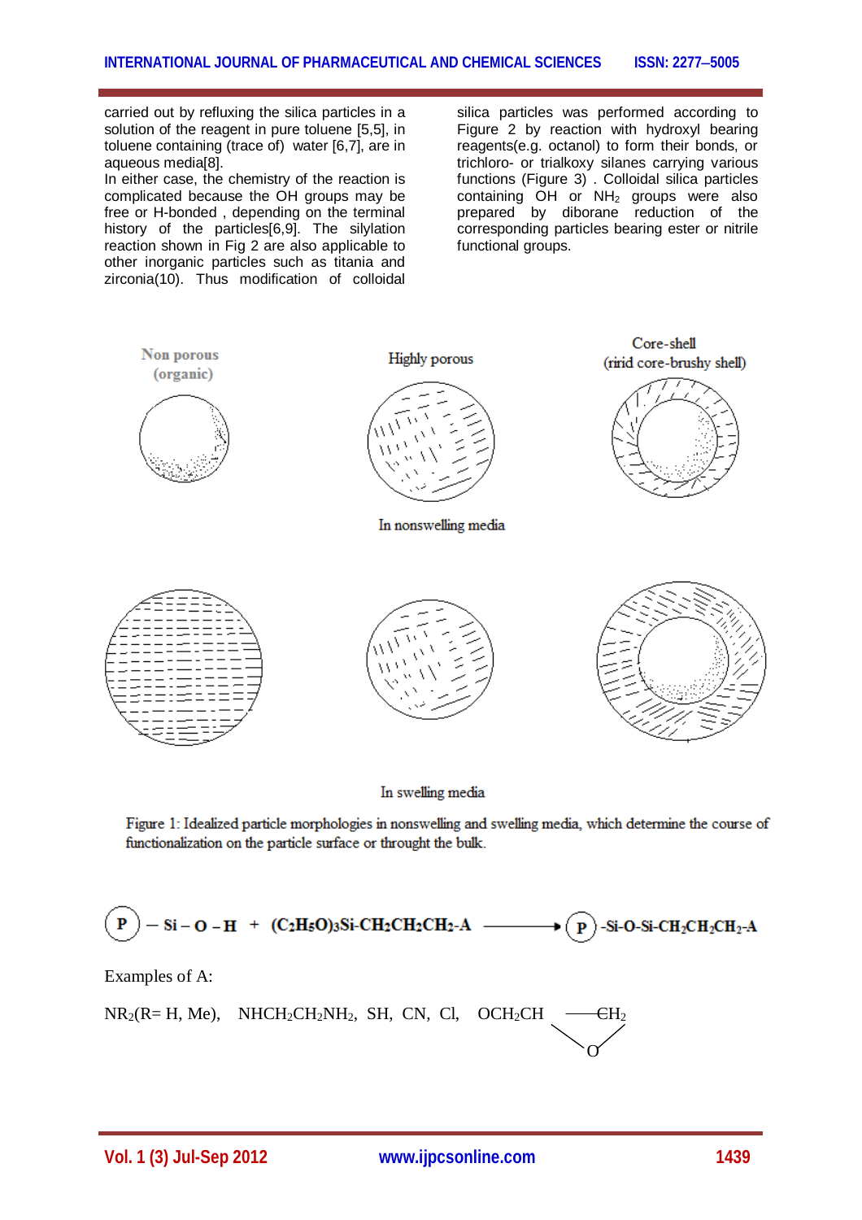carried out by refluxing the silica particles in a solution of the reagent in pure toluene [5,5], in toluene containing (trace of) water [6,7], are in aqueous media[8].

In either case, the chemistry of the reaction is complicated because the OH groups may be free or H-bonded , depending on the terminal history of the particles[6,9]. The silylation reaction shown in Fig 2 are also applicable to other inorganic particles such as titania and zirconia(10). Thus modification of colloidal silica particles was performed according to Figure 2 by reaction with hydroxyl bearing reagents(e.g. octanol) to form their bonds, or trichloro- or trialkoxy silanes carrying various functions (Figure 3) . Colloidal silica particles containing OH or $NH_2$ groups were also prepared by diborane reduction of the corresponding particles bearing ester or nitrile functional groups.

Non porous (organic)

Highly porous

Core-shell (ririd core-brushy shell)

In nonswelling media

In swelling media

Figure 1: Idealized particle morphologies in nonswelling and swelling media, which determine the course of functionalization on the particle surface or throught the bulk.

$$(P) - Si - O - H + (C_2H_5O)_3Si\text{-}CH_2CH_2CH_2\text{-}A \longrightarrow (P)\text{-}Si\text{-}O\text{-}Si\text{-}CH_2CH_2CH_2\text{-}A$$

Examples of A:

$NR_2$(R= H, Me), $NHCH_2CH_2NH_2$, SH, CN, Cl, $OCH_2CH$—$CH_2$ (epoxide, bridged by O)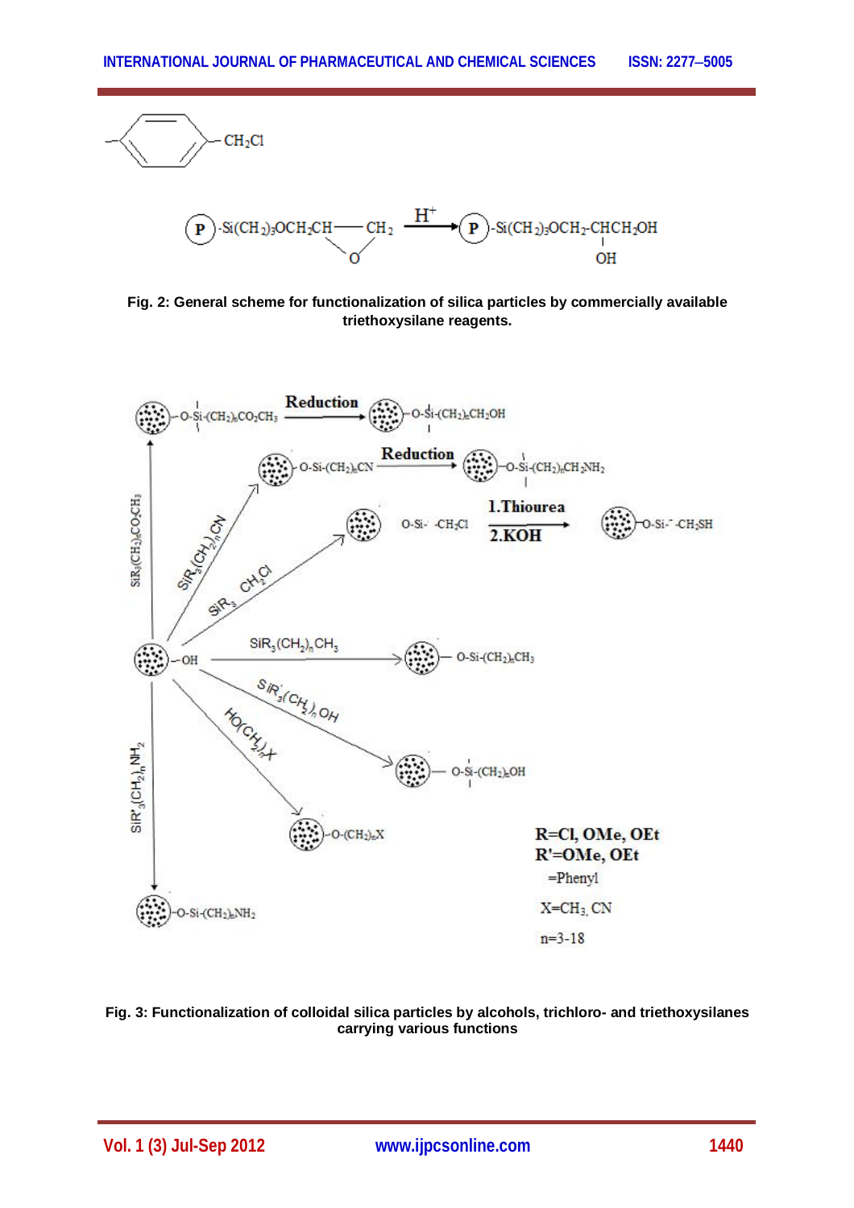—⟨benzene ring⟩— $CH_2Cl$

$$\text{(P)}\text{-}Si(CH_2)_3OCH_2CH\overset{O}{—}CH_2 \xrightarrow{H^+} \text{(P)}\text{-}Si(CH_2)_3OCH_2\text{-}CH(OH)CH_2OH$$

**Fig. 2: General scheme for functionalization of silica particles by commercially available triethoxysilane reagents.**

R=Cl, OMe, OEt
R'=OMe, OEt
=Phenyl
X=$CH_3$, CN
n=3-18

**Fig. 3: Functionalization of colloidal silica particles by alcohols, trichloro- and triethoxysilanes carrying various functions**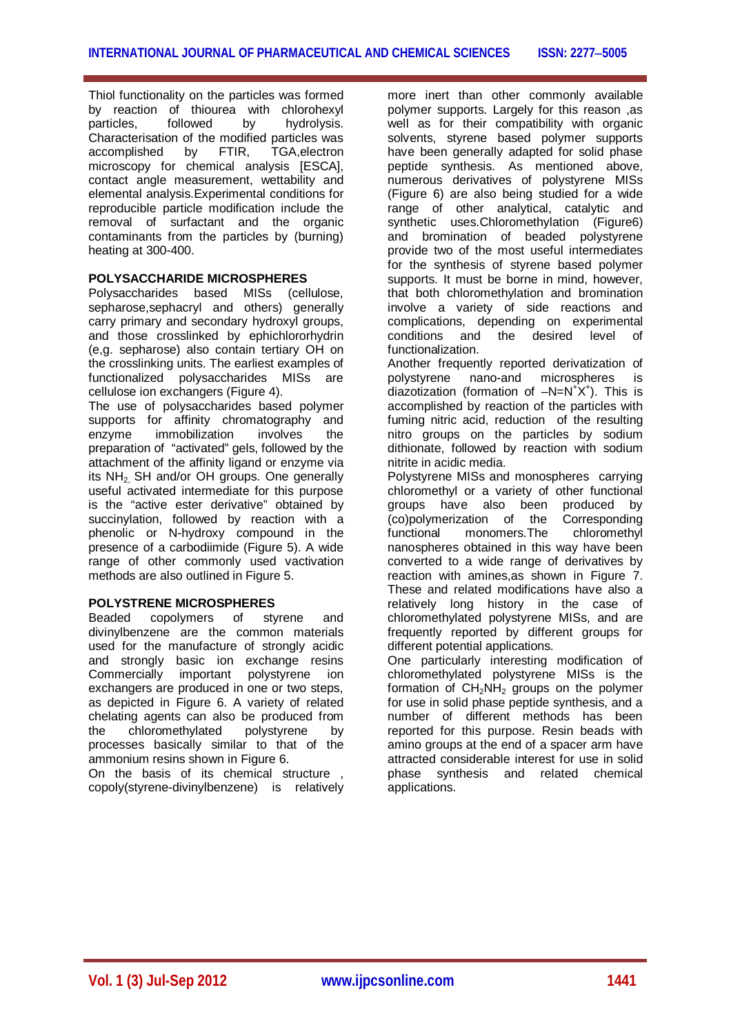Thiol functionality on the particles was formed by reaction of thiourea with chlorohexyl particles, followed by hydrolysis. Characterisation of the modified particles was accomplished by FTIR, TGA,electron microscopy for chemical analysis [ESCA], contact angle measurement, wettability and elemental analysis.Experimental conditions for reproducible particle modification include the removal of surfactant and the organic contaminants from the particles by (burning) heating at 300-400.

## POLYSACCHARIDE MICROSPHERES

Polysaccharides based MISs (cellulose, sepharose,sephacryl and others) generally carry primary and secondary hydroxyl groups, and those crosslinked by ephichlororhydrin (e,g. sepharose) also contain tertiary OH on the crosslinking units. The earliest examples of functionalized polysaccharides MISs are cellulose ion exchangers (Figure 4).

The use of polysaccharides based polymer supports for affinity chromatography and enzyme immobilization involves the preparation of "activated" gels, followed by the attachment of the affinity ligand or enzyme via its $NH_2$, SH and/or OH groups. One generally useful activated intermediate for this purpose is the "active ester derivative" obtained by succinylation, followed by reaction with a phenolic or N-hydroxy compound in the presence of a carbodiimide (Figure 5). A wide range of other commonly used vactivation methods are also outlined in Figure 5.

## POLYSTRENE MICROSPHERES

Beaded copolymers of styrene and divinylbenzene are the common materials used for the manufacture of strongly acidic and strongly basic ion exchange resins Commercially important polystyrene ion exchangers are produced in one or two steps, as depicted in Figure 6. A variety of related chelating agents can also be produced from the chloromethylated polystyrene by processes basically similar to that of the ammonium resins shown in Figure 6.

On the basis of its chemical structure , copoly(styrene-divinylbenzene) is relatively more inert than other commonly available polymer supports. Largely for this reason ,as well as for their compatibility with organic solvents, styrene based polymer supports have been generally adapted for solid phase peptide synthesis. As mentioned above, numerous derivatives of polystyrene MISs (Figure 6) are also being studied for a wide range of other analytical, catalytic and synthetic uses.Chloromethylation (Figure6) and bromination of beaded polystyrene provide two of the most useful intermediates for the synthesis of styrene based polymer supports. It must be borne in mind, however, that both chloromethylation and bromination involve a variety of side reactions and complications, depending on experimental conditions and the desired level of functionalization.

Another frequently reported derivatization of polystyrene nano-and microspheres is diazotization (formation of $–N{=}N^{+}X^{+}$). This is accomplished by reaction of the particles with fuming nitric acid, reduction of the resulting nitro groups on the particles by sodium dithionate, followed by reaction with sodium nitrite in acidic media.

Polystyrene MISs and monospheres carrying chloromethyl or a variety of other functional groups have also been produced by (co)polymerization of the Corresponding functional monomers.The chloromethyl nanospheres obtained in this way have been converted to a wide range of derivatives by reaction with amines,as shown in Figure 7. These and related modifications have also a relatively long history in the case of chloromethylated polystyrene MISs, and are frequently reported by different groups for different potential applications.

One particularly interesting modification of chloromethylated polystyrene MISs is the formation of $CH_2NH_2$ groups on the polymer for use in solid phase peptide synthesis, and a number of different methods has been reported for this purpose. Resin beads with amino groups at the end of a spacer arm have attracted considerable interest for use in solid phase synthesis and related chemical applications.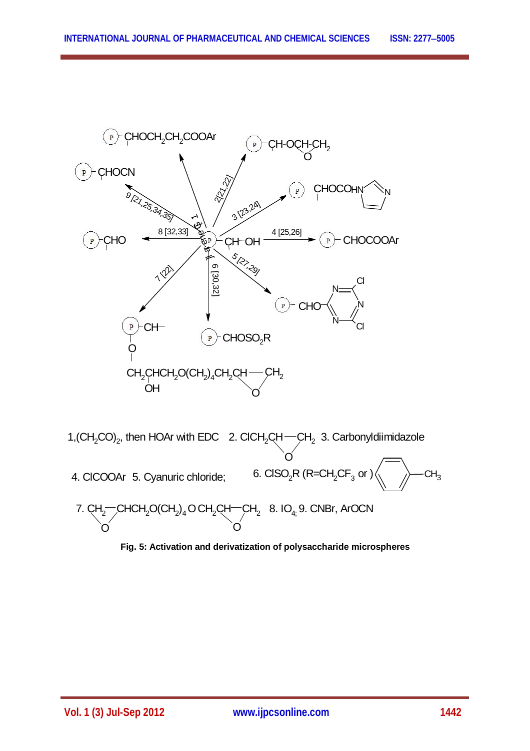1,$(CH_2CO)_2$, then HOAr with EDC 2. $ClCH_2CH$—$CH_2$ (epoxide, O) 3. Carbonyldiimidazole

4. ClCOOAr 5. Cyanuric chloride; 6. $ClSO_2R$ ($R=CH_2CF_3$ or p-tolyl)

7. $CH_2$—$CHCH_2O(CH_2)_4OCH_2CH$—$CH_2$ (bis-epoxide, O) 8. $IO_4$; 9. CNBr, ArOCN

**Fig. 5: Activation and derivatization of polysaccharide microspheres**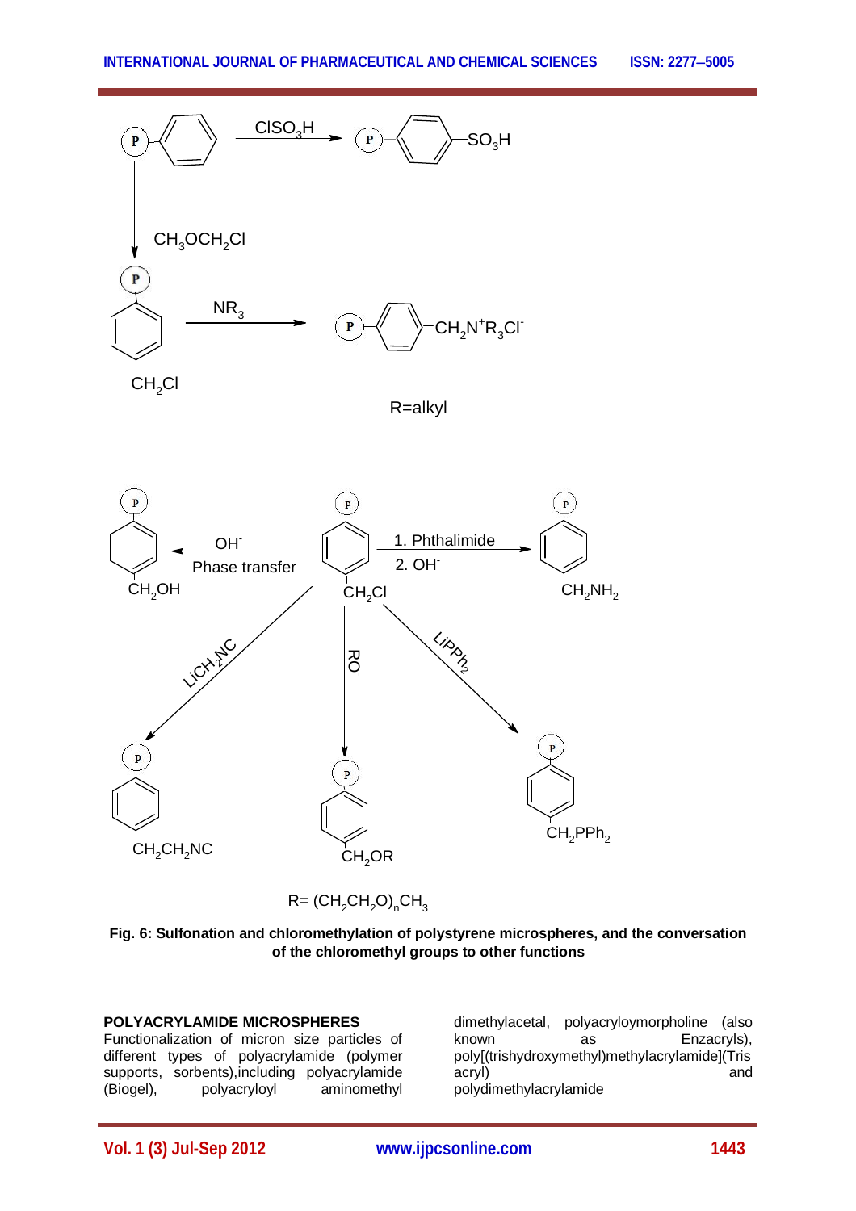**Fig. 6: Sulfonation and chloromethylation of polystyrene microspheres, and the conversation of the chloromethyl groups to other functions**

**POLYACRYLAMIDE MICROSPHERES**

Functionalization of micron size particles of different types of polyacrylamide (polymer supports, sorbents),including polyacrylamide (Biogel), polyacryloyl aminomethyl dimethylacetal, polyacryloymorpholine (also known as Enzacryls), poly[(trishydroxymethyl)methylacrylamide](Tris acryl) and polydimethylacrylamide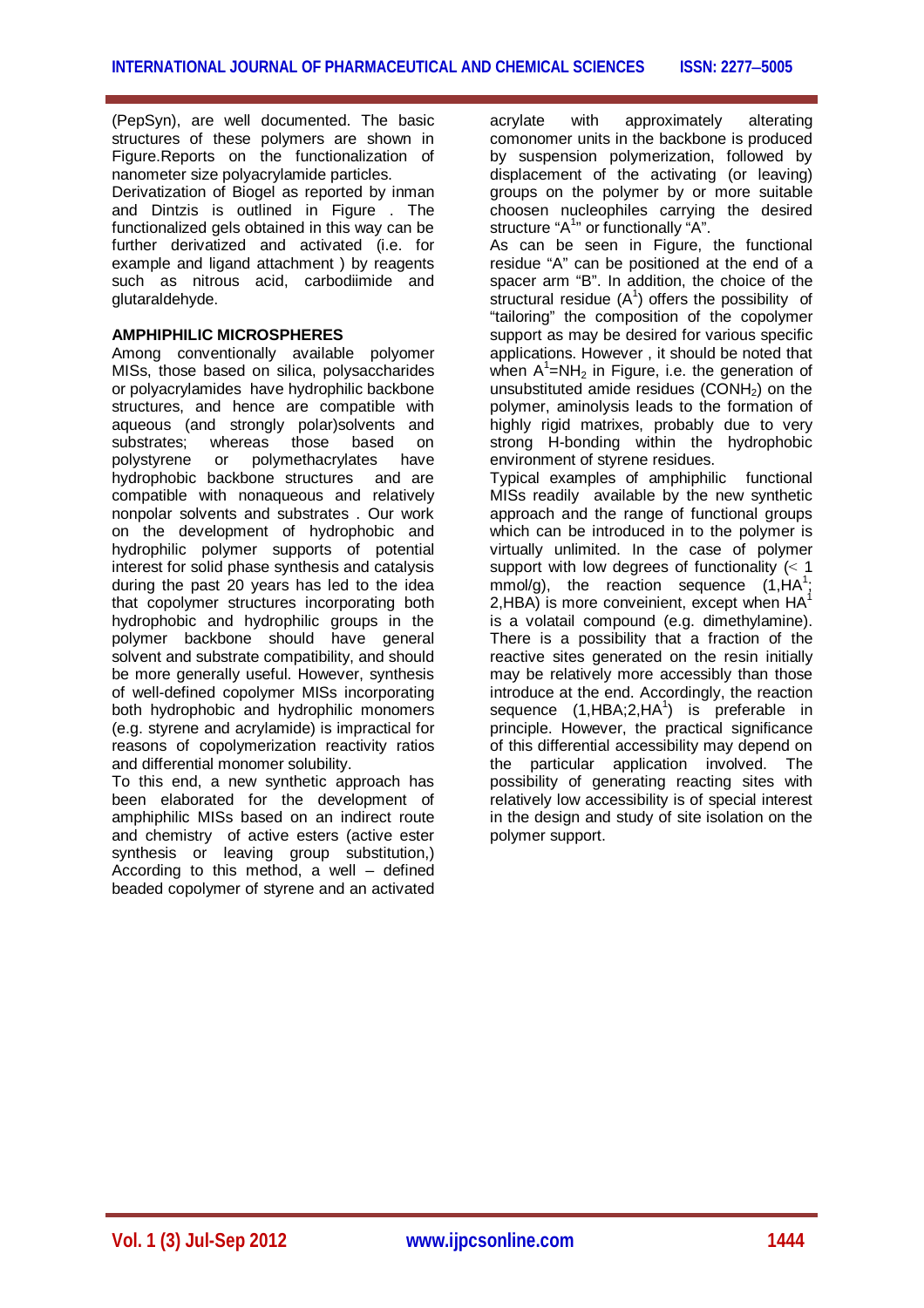(PepSyn), are well documented. The basic structures of these polymers are shown in Figure.Reports on the functionalization of nanometer size polyacrylamide particles.

Derivatization of Biogel as reported by inman and Dintzis is outlined in Figure . The functionalized gels obtained in this way can be further derivatized and activated (i.e. for example and ligand attachment ) by reagents such as nitrous acid, carbodiimide and glutaraldehyde.

**AMPHIPHILIC MICROSPHERES**

Among conventionally available polyomer MISs, those based on silica, polysaccharides or polyacrylamides have hydrophilic backbone structures, and hence are compatible with aqueous (and strongly polar)solvents and substrates; whereas those based on polystyrene or polymethacrylates have hydrophobic backbone structures and are compatible with nonaqueous and relatively nonpolar solvents and substrates . Our work on the development of hydrophobic and hydrophilic polymer supports of potential interest for solid phase synthesis and catalysis during the past 20 years has led to the idea that copolymer structures incorporating both hydrophobic and hydrophilic groups in the polymer backbone should have general solvent and substrate compatibility, and should be more generally useful. However, synthesis of well-defined copolymer MISs incorporating both hydrophobic and hydrophilic monomers (e.g. styrene and acrylamide) is impractical for reasons of copolymerization reactivity ratios and differential monomer solubility.

To this end, a new synthetic approach has been elaborated for the development of amphiphilic MISs based on an indirect route and chemistry of active esters (active ester synthesis or leaving group substitution,) According to this method, a well – defined beaded copolymer of styrene and an activated acrylate with approximately alterating comonomer units in the backbone is produced by suspension polymerization, followed by displacement of the activating (or leaving) groups on the polymer by or more suitable choosen nucleophiles carrying the desired structure "$A^{1}$" or functionally "A".

As can be seen in Figure, the functional residue "A" can be positioned at the end of a spacer arm "B". In addition, the choice of the structural residue ($A^1$) offers the possibility of "tailoring" the composition of the copolymer support as may be desired for various specific applications. However , it should be noted that when $A^1=NH_2$ in Figure, i.e. the generation of unsubstituted amide residues ($CONH_2$) on the polymer, aminolysis leads to the formation of highly rigid matrixes, probably due to very strong H-bonding within the hydrophobic environment of styrene residues.

Typical examples of amphiphilic functional MISs readily available by the new synthetic approach and the range of functional groups which can be introduced in to the polymer is virtually unlimited. In the case of polymer support with low degrees of functionality (< 1 mmol/g), the reaction sequence (1,$HA^1$; 2,HBA) is more conveinient, except when $HA^1$ is a volatail compound (e.g. dimethylamine). There is a possibility that a fraction of the reactive sites generated on the resin initially may be relatively more accessibly than those introduce at the end. Accordingly, the reaction sequence (1,HBA;2,$HA^1$) is preferable in principle. However, the practical significance of this differential accessibility may depend on the particular application involved. The possibility of generating reacting sites with relatively low accessibility is of special interest in the design and study of site isolation on the polymer support.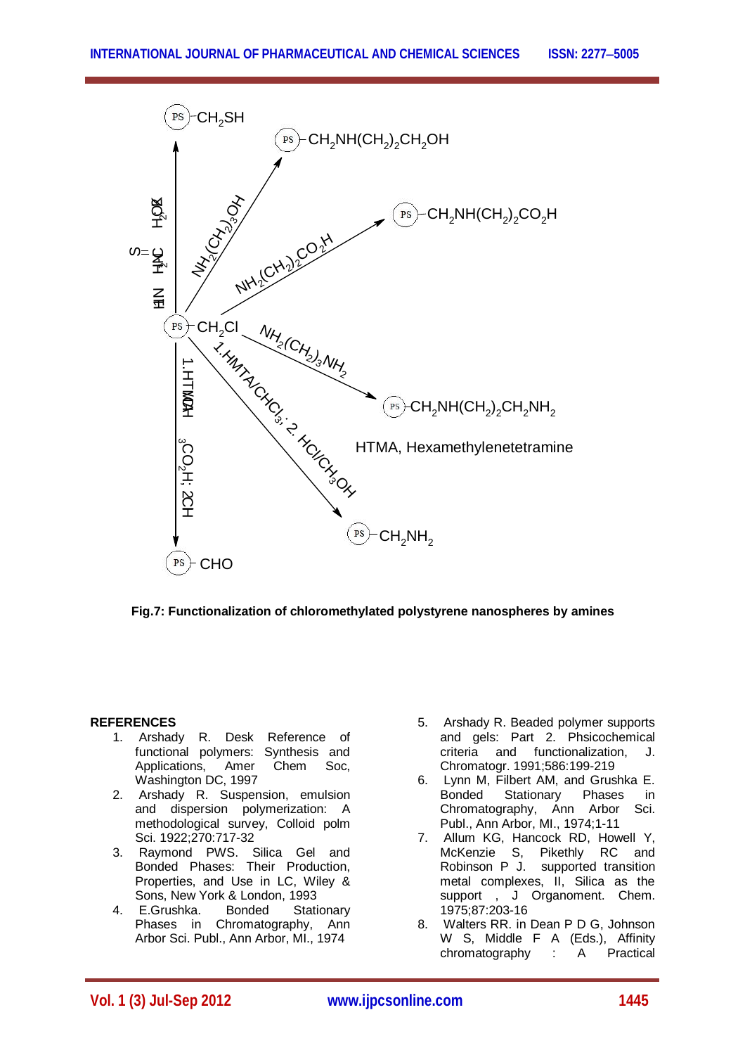Fig.7: Functionalization of chloromethylated polystyrene nanospheres by amines

## REFERENCES

1. Arshady R. Desk Reference of functional polymers: Synthesis and Applications, Amer Chem Soc, Washington DC, 1997
2. Arshady R. Suspension, emulsion and dispersion polymerization: A methodological survey, Colloid polm Sci. 1922;270:717-32
3. Raymond PWS. Silica Gel and Bonded Phases: Their Production, Properties, and Use in LC, Wiley & Sons, New York & London, 1993
4. E.Grushka. Bonded Stationary Phases in Chromatography, Ann Arbor Sci. Publ., Ann Arbor, MI., 1974
5. Arshady R. Beaded polymer supports and gels: Part 2. Phsicochemical criteria and functionalization, J. Chromatogr. 1991;586:199-219
6. Lynn M, Filbert AM, and Grushka E. Bonded Stationary Phases in Chromatography, Ann Arbor Sci. Publ., Ann Arbor, MI., 1974;1-11
7. Allum KG, Hancock RD, Howell Y, McKenzie S, Pikethly RC and Robinson P J. supported transition metal complexes, II, Silica as the support , J Organoment. Chem. 1975;87:203-16
8. Walters RR. in Dean P D G, Johnson W S, Middle F A (Eds.), Affinity chromatography : A Practical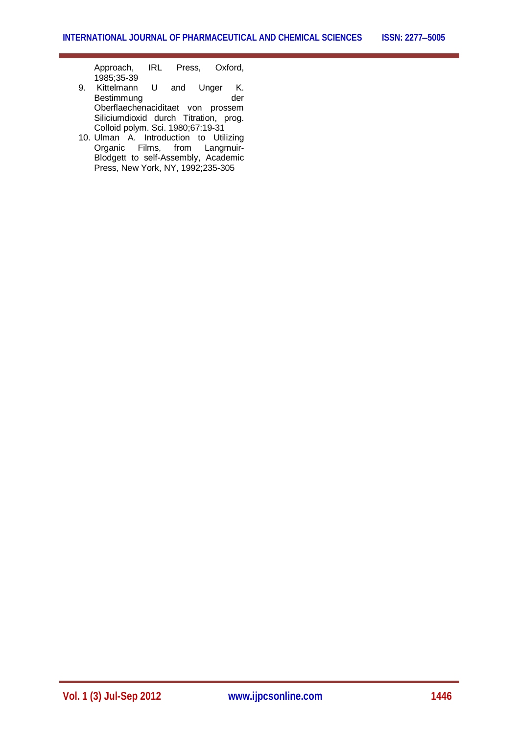Approach, IRL Press, Oxford, 1985;35-39

9. Kittelmann U and Unger K. Bestimmung der Oberflaechenaciditaet von prossem Siliciumdioxid durch Titration, prog. Colloid polym. Sci. 1980;67:19-31
10. Ulman A. Introduction to Utilizing Organic Films, from Langmuir-Blodgett to self-Assembly, Academic Press, New York, NY, 1992;235-305